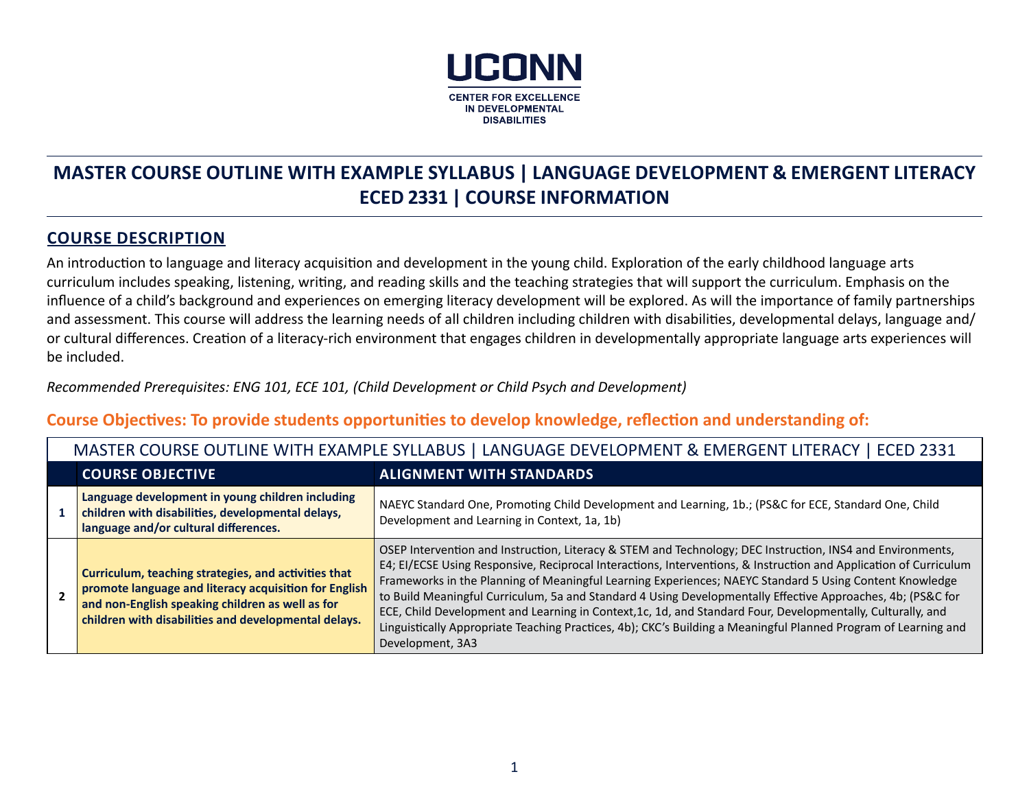UCONN

CENTER FOR EXCELLENCE IN DEVELOPMENTAL DISABILITIES

# MASTER COURSE OUTLINE WITH EXAMPLE SYLLABUS | LANGUAGE DEVELOPMENT & EMERGENT LITERACY ECED 2331 | COURSE INFORMATION

## COURSE DESCRIPTION

An introduction to language and literacy acquisition and development in the young child. Exploration of the early childhood language arts curriculum includes speaking, listening, writing, and reading skills and the teaching strategies that will support the curriculum. Emphasis on the influence of a child's background and experiences on emerging literacy development will be explored. As will the importance of family partnerships and assessment. This course will address the learning needs of all children including children with disabilities, developmental delays, language and/ or cultural differences. Creation of a literacy-rich environment that engages children in developmentally appropriate language arts experiences will be included.

*Recommended Prerequisites: ENG 101, ECE 101, (Child Development or Child Psych and Development)*

### Course Objectives: To provide students opportunities to develop knowledge, reflection and understanding of:

MASTER COURSE OUTLINE WITH EXAMPLE SYLLABUS | LANGUAGE DEVELOPMENT & EMERGENT LITERACY | ECED 2331

| | COURSE OBJECTIVE | ALIGNMENT WITH STANDARDS |
|---|---|---|
| 1 | **Language development in young children including children with disabilities, developmental delays, language and/or cultural differences.** | NAEYC Standard One, Promoting Child Development and Learning, 1b.; (PS&C for ECE, Standard One, Child Development and Learning in Context, 1a, 1b) |
| 2 | **Curriculum, teaching strategies, and activities that promote language and literacy acquisition for English and non-English speaking children as well as for children with disabilities and developmental delays.** | OSEP Intervention and Instruction, Literacy & STEM and Technology; DEC Instruction, INS4 and Environments, E4; EI/ECSE Using Responsive, Reciprocal Interactions, Interventions, & Instruction and Application of Curriculum Frameworks in the Planning of Meaningful Learning Experiences; NAEYC Standard 5 Using Content Knowledge to Build Meaningful Curriculum, 5a and Standard 4 Using Developmentally Effective Approaches, 4b; (PS&C for ECE, Child Development and Learning in Context,1c, 1d, and Standard Four, Developmentally, Culturally, and Linguistically Appropriate Teaching Practices, 4b); CKC's Building a Meaningful Planned Program of Learning and Development, 3A3 |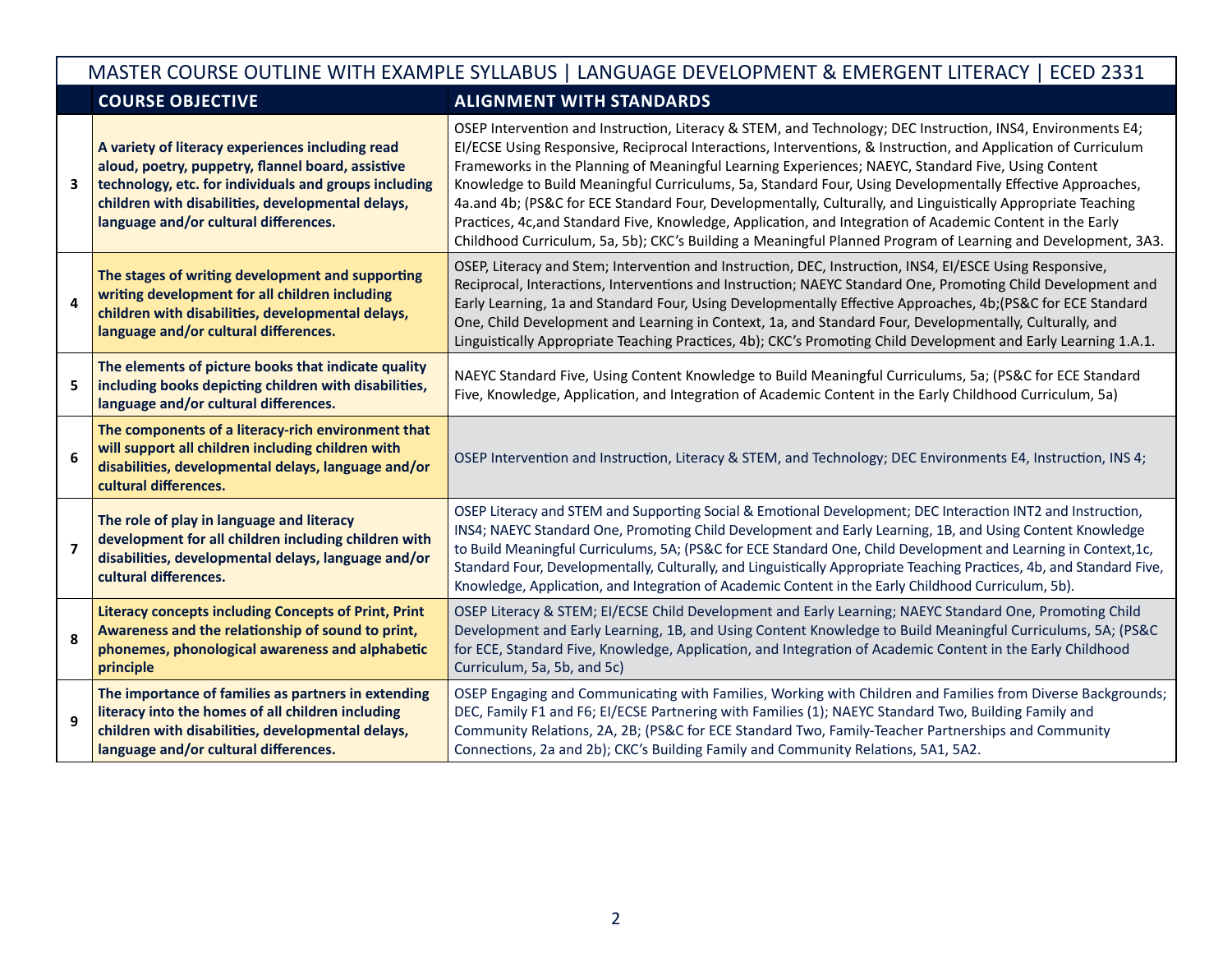| MASTER COURSE OUTLINE WITH EXAMPLE SYLLABUS \| LANGUAGE DEVELOPMENT & EMERGENT LITERACY \| ECED 2331 | | |
|---|---|---|
| | **COURSE OBJECTIVE** | **ALIGNMENT WITH STANDARDS** |
| **3** | **A variety of literacy experiences including read aloud, poetry, puppetry, flannel board, assistive technology, etc. for individuals and groups including children with disabilities, developmental delays, language and/or cultural differences.** | OSEP Intervention and Instruction, Literacy & STEM, and Technology; DEC Instruction, INS4, Environments E4; EI/ECSE Using Responsive, Reciprocal Interactions, Interventions, & Instruction, and Application of Curriculum Frameworks in the Planning of Meaningful Learning Experiences; NAEYC, Standard Five, Using Content Knowledge to Build Meaningful Curriculums, 5a, Standard Four, Using Developmentally Effective Approaches, 4a.and 4b; (PS&C for ECE Standard Four, Developmentally, Culturally, and Linguistically Appropriate Teaching Practices, 4c,and Standard Five, Knowledge, Application, and Integration of Academic Content in the Early Childhood Curriculum, 5a, 5b); CKC's Building a Meaningful Planned Program of Learning and Development, 3A3. |
| **4** | **The stages of writing development and supporting writing development for all children including children with disabilities, developmental delays, language and/or cultural differences.** | OSEP, Literacy and Stem; Intervention and Instruction, DEC, Instruction, INS4, EI/ESCE Using Responsive, Reciprocal, Interactions, Interventions and Instruction; NAEYC Standard One, Promoting Child Development and Early Learning, 1a and Standard Four, Using Developmentally Effective Approaches, 4b;(PS&C for ECE Standard One, Child Development and Learning in Context, 1a, and Standard Four, Developmentally, Culturally, and Linguistically Appropriate Teaching Practices, 4b); CKC's Promoting Child Development and Early Learning 1.A.1. |
| **5** | **The elements of picture books that indicate quality including books depicting children with disabilities, language and/or cultural differences.** | NAEYC Standard Five, Using Content Knowledge to Build Meaningful Curriculums, 5a; (PS&C for ECE Standard Five, Knowledge, Application, and Integration of Academic Content in the Early Childhood Curriculum, 5a) |
| **6** | **The components of a literacy-rich environment that will support all children including children with disabilities, developmental delays, language and/or cultural differences.** | OSEP Intervention and Instruction, Literacy & STEM, and Technology; DEC Environments E4, Instruction, INS 4; |
| **7** | **The role of play in language and literacy development for all children including children with disabilities, developmental delays, language and/or cultural differences.** | OSEP Literacy and STEM and Supporting Social & Emotional Development; DEC Interaction INT2 and Instruction, INS4; NAEYC Standard One, Promoting Child Development and Early Learning, 1B, and Using Content Knowledge to Build Meaningful Curriculums, 5A; (PS&C for ECE Standard One, Child Development and Learning in Context,1c, Standard Four, Developmentally, Culturally, and Linguistically Appropriate Teaching Practices, 4b, and Standard Five, Knowledge, Application, and Integration of Academic Content in the Early Childhood Curriculum, 5b). |
| **8** | **Literacy concepts including Concepts of Print, Print Awareness and the relationship of sound to print, phonemes, phonological awareness and alphabetic principle** | OSEP Literacy & STEM; EI/ECSE Child Development and Early Learning; NAEYC Standard One, Promoting Child Development and Early Learning, 1B, and Using Content Knowledge to Build Meaningful Curriculums, 5A; (PS&C for ECE, Standard Five, Knowledge, Application, and Integration of Academic Content in the Early Childhood Curriculum, 5a, 5b, and 5c) |
| **9** | **The importance of families as partners in extending literacy into the homes of all children including children with disabilities, developmental delays, language and/or cultural differences.** | OSEP Engaging and Communicating with Families, Working with Children and Families from Diverse Backgrounds; DEC, Family F1 and F6; EI/ECSE Partnering with Families (1); NAEYC Standard Two, Building Family and Community Relations, 2A, 2B; (PS&C for ECE Standard Two, Family-Teacher Partnerships and Community Connections, 2a and 2b); CKC's Building Family and Community Relations, 5A1, 5A2. |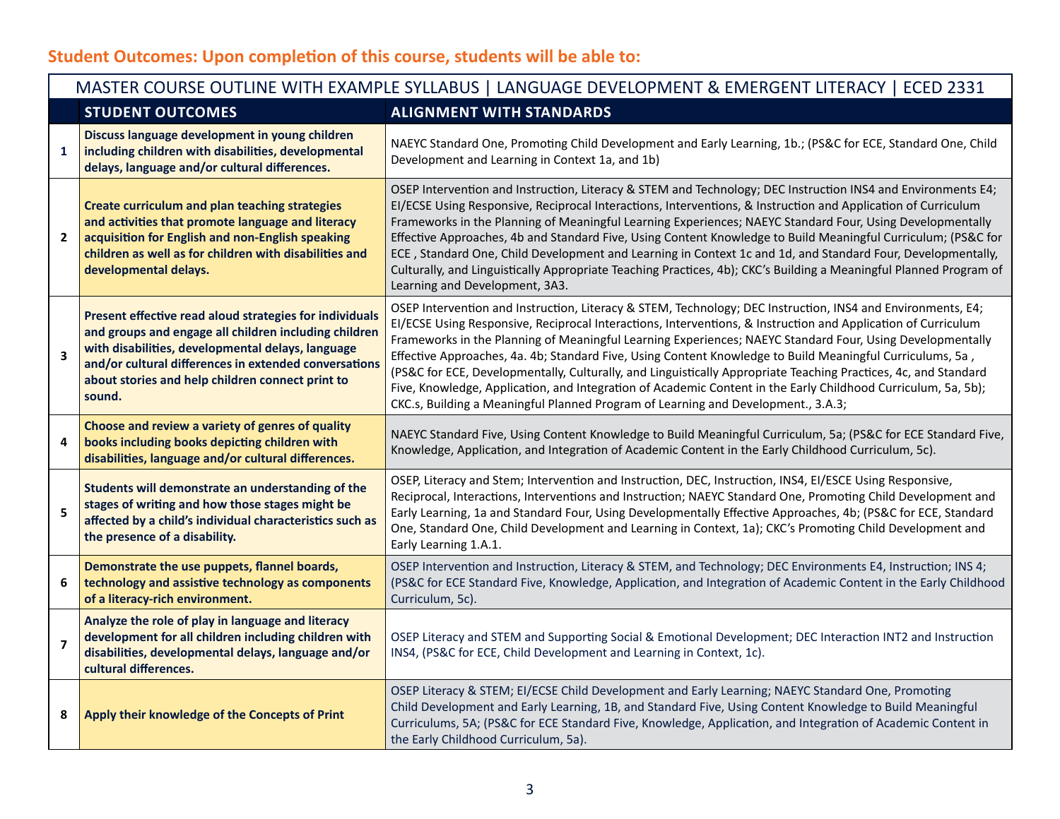## Student Outcomes: Upon completion of this course, students will be able to:

| MASTER COURSE OUTLINE WITH EXAMPLE SYLLABUS \| LANGUAGE DEVELOPMENT & EMERGENT LITERACY \| ECED 2331 | | |
|---|---|---|
| | **STUDENT OUTCOMES** | **ALIGNMENT WITH STANDARDS** |
| **1** | **Discuss language development in young children including children with disabilities, developmental delays, language and/or cultural differences.** | NAEYC Standard One, Promoting Child Development and Early Learning, 1b.; (PS&C for ECE, Standard One, Child Development and Learning in Context 1a, and 1b) |
| **2** | **Create curriculum and plan teaching strategies and activities that promote language and literacy acquisition for English and non-English speaking children as well as for children with disabilities and developmental delays.** | OSEP Intervention and Instruction, Literacy & STEM and Technology; DEC Instruction INS4 and Environments E4; EI/ECSE Using Responsive, Reciprocal Interactions, Interventions, & Instruction and Application of Curriculum Frameworks in the Planning of Meaningful Learning Experiences; NAEYC Standard Four, Using Developmentally Effective Approaches, 4b and Standard Five, Using Content Knowledge to Build Meaningful Curriculum; (PS&C for ECE , Standard One, Child Development and Learning in Context 1c and 1d, and Standard Four, Developmentally, Culturally, and Linguistically Appropriate Teaching Practices, 4b); CKC's Building a Meaningful Planned Program of Learning and Development, 3A3. |
| **3** | **Present effective read aloud strategies for individuals and groups and engage all children including children with disabilities, developmental delays, language and/or cultural differences in extended conversations about stories and help children connect print to sound.** | OSEP Intervention and Instruction, Literacy & STEM, Technology; DEC Instruction, INS4 and Environments, E4; EI/ECSE Using Responsive, Reciprocal Interactions, Interventions, & Instruction and Application of Curriculum Frameworks in the Planning of Meaningful Learning Experiences; NAEYC Standard Four, Using Developmentally Effective Approaches, 4a. 4b; Standard Five, Using Content Knowledge to Build Meaningful Curriculums, 5a , (PS&C for ECE, Developmentally, Culturally, and Linguistically Appropriate Teaching Practices, 4c, and Standard Five, Knowledge, Application, and Integration of Academic Content in the Early Childhood Curriculum, 5a, 5b); CKC.s, Building a Meaningful Planned Program of Learning and Development., 3.A.3; |
| **4** | **Choose and review a variety of genres of quality books including books depicting children with disabilities, language and/or cultural differences.** | NAEYC Standard Five, Using Content Knowledge to Build Meaningful Curriculum, 5a; (PS&C for ECE Standard Five, Knowledge, Application, and Integration of Academic Content in the Early Childhood Curriculum, 5c). |
| **5** | **Students will demonstrate an understanding of the stages of writing and how those stages might be affected by a child's individual characteristics such as the presence of a disability.** | OSEP, Literacy and Stem; Intervention and Instruction, DEC, Instruction, INS4, EI/ESCE Using Responsive, Reciprocal, Interactions, Interventions and Instruction; NAEYC Standard One, Promoting Child Development and Early Learning, 1a and Standard Four, Using Developmentally Effective Approaches, 4b; (PS&C for ECE, Standard One, Standard One, Child Development and Learning in Context, 1a); CKC's Promoting Child Development and Early Learning 1.A.1. |
| **6** | **Demonstrate the use puppets, flannel boards, technology and assistive technology as components of a literacy-rich environment.** | OSEP Intervention and Instruction, Literacy & STEM, and Technology; DEC Environments E4, Instruction; INS 4; (PS&C for ECE Standard Five, Knowledge, Application, and Integration of Academic Content in the Early Childhood Curriculum, 5c). |
| **7** | **Analyze the role of play in language and literacy development for all children including children with disabilities, developmental delays, language and/or cultural differences.** | OSEP Literacy and STEM and Supporting Social & Emotional Development; DEC Interaction INT2 and Instruction INS4, (PS&C for ECE, Child Development and Learning in Context, 1c). |
| **8** | **Apply their knowledge of the Concepts of Print** | OSEP Literacy & STEM; EI/ECSE Child Development and Early Learning; NAEYC Standard One, Promoting Child Development and Early Learning, 1B, and Standard Five, Using Content Knowledge to Build Meaningful Curriculums, 5A; (PS&C for ECE Standard Five, Knowledge, Application, and Integration of Academic Content in the Early Childhood Curriculum, 5a). |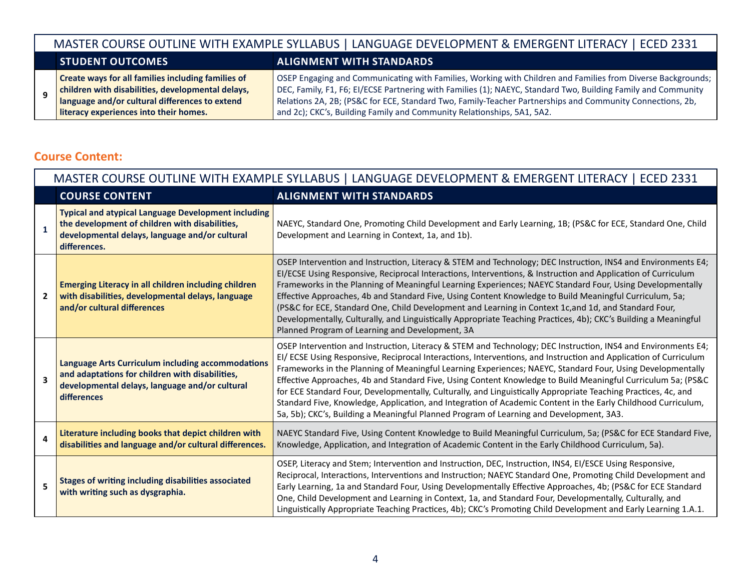| | MASTER COURSE OUTLINE WITH EXAMPLE SYLLABUS \| LANGUAGE DEVELOPMENT & EMERGENT LITERACY \| ECED 2331 | |
|---|---|---|
| | **STUDENT OUTCOMES** | **ALIGNMENT WITH STANDARDS** |
| 9 | **Create ways for all families including families of children with disabilities, developmental delays, language and/or cultural differences to extend literacy experiences into their homes.** | OSEP Engaging and Communicating with Families, Working with Children and Families from Diverse Backgrounds; DEC, Family, F1, F6; EI/ECSE Partnering with Families (1); NAEYC, Standard Two, Building Family and Community Relations 2A, 2B; (PS&C for ECE, Standard Two, Family-Teacher Partnerships and Community Connections, 2b, and 2c); CKC's, Building Family and Community Relationships, 5A1, 5A2. |

## Course Content:

| | MASTER COURSE OUTLINE WITH EXAMPLE SYLLABUS \| LANGUAGE DEVELOPMENT & EMERGENT LITERACY \| ECED 2331 | |
|---|---|---|
| | **COURSE CONTENT** | **ALIGNMENT WITH STANDARDS** |
| 1 | **Typical and atypical Language Development including the development of children with disabilities, developmental delays, language and/or cultural differences.** | NAEYC, Standard One, Promoting Child Development and Early Learning, 1B; (PS&C for ECE, Standard One, Child Development and Learning in Context, 1a, and 1b). |
| 2 | **Emerging Literacy in all children including children with disabilities, developmental delays, language and/or cultural differences** | OSEP Intervention and Instruction, Literacy & STEM and Technology; DEC Instruction, INS4 and Environments E4; EI/ECSE Using Responsive, Reciprocal Interactions, Interventions, & Instruction and Application of Curriculum Frameworks in the Planning of Meaningful Learning Experiences; NAEYC Standard Four, Using Developmentally Effective Approaches, 4b and Standard Five, Using Content Knowledge to Build Meaningful Curriculum, 5a; (PS&C for ECE, Standard One, Child Development and Learning in Context 1c,and 1d, and Standard Four, Developmentally, Culturally, and Linguistically Appropriate Teaching Practices, 4b); CKC's Building a Meaningful Planned Program of Learning and Development, 3A |
| 3 | **Language Arts Curriculum including accommodations and adaptations for children with disabilities, developmental delays, language and/or cultural differences** | OSEP Intervention and Instruction, Literacy & STEM and Technology; DEC Instruction, INS4 and Environments E4; EI/ ECSE Using Responsive, Reciprocal Interactions, Interventions, and Instruction and Application of Curriculum Frameworks in the Planning of Meaningful Learning Experiences; NAEYC, Standard Four, Using Developmentally Effective Approaches, 4b and Standard Five, Using Content Knowledge to Build Meaningful Curriculum 5a; (PS&C for ECE Standard Four, Developmentally, Culturally, and Linguistically Appropriate Teaching Practices, 4c, and Standard Five, Knowledge, Application, and Integration of Academic Content in the Early Childhood Curriculum, 5a, 5b); CKC's, Building a Meaningful Planned Program of Learning and Development, 3A3. |
| 4 | **Literature including books that depict children with disabilities and language and/or cultural differences.** | NAEYC Standard Five, Using Content Knowledge to Build Meaningful Curriculum, 5a; (PS&C for ECE Standard Five, Knowledge, Application, and Integration of Academic Content in the Early Childhood Curriculum, 5a). |
| 5 | **Stages of writing including disabilities associated with writing such as dysgraphia.** | OSEP, Literacy and Stem; Intervention and Instruction, DEC, Instruction, INS4, EI/ESCE Using Responsive, Reciprocal, Interactions, Interventions and Instruction; NAEYC Standard One, Promoting Child Development and Early Learning, 1a and Standard Four, Using Developmentally Effective Approaches, 4b; (PS&C for ECE Standard One, Child Development and Learning in Context, 1a, and Standard Four, Developmentally, Culturally, and Linguistically Appropriate Teaching Practices, 4b); CKC's Promoting Child Development and Early Learning 1.A.1. |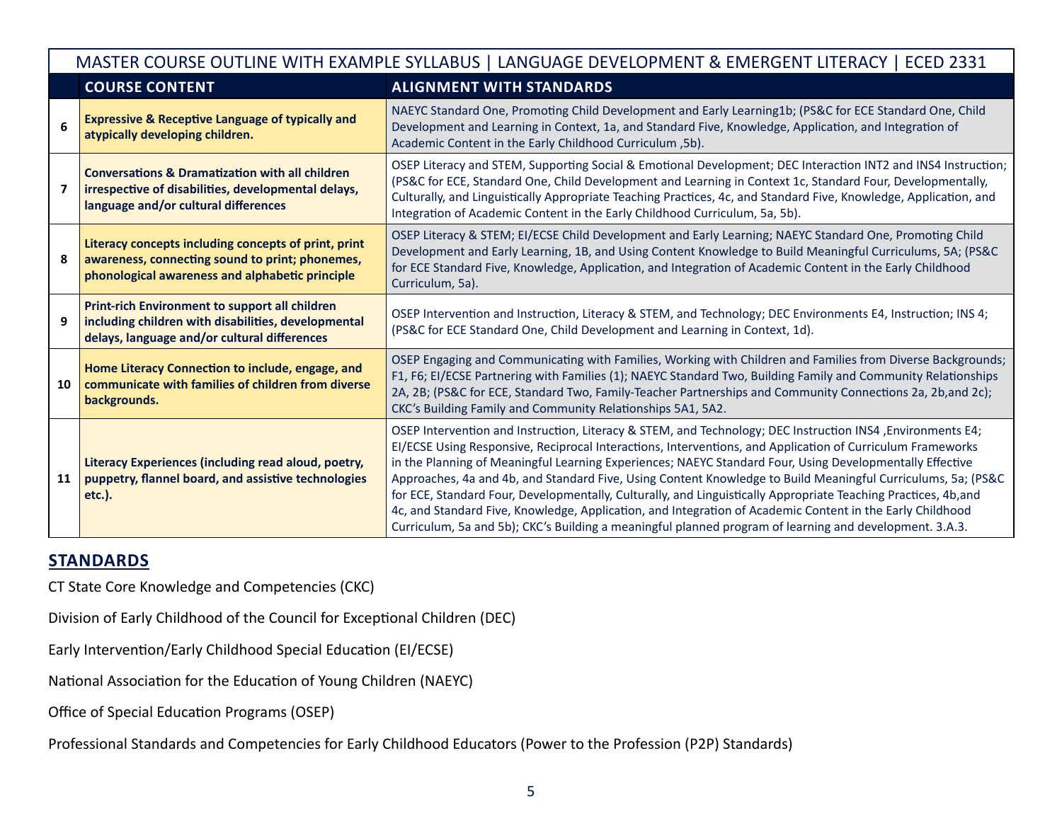| MASTER COURSE OUTLINE WITH EXAMPLE SYLLABUS \| LANGUAGE DEVELOPMENT & EMERGENT LITERACY \| ECED 2331 | | |
|---|---|---|
| | **COURSE CONTENT** | **ALIGNMENT WITH STANDARDS** |
| 6 | **Expressive & Receptive Language of typically and atypically developing children.** | NAEYC Standard One, Promoting Child Development and Early Learning1b; (PS&C for ECE Standard One, Child Development and Learning in Context, 1a, and Standard Five, Knowledge, Application, and Integration of Academic Content in the Early Childhood Curriculum ,5b). |
| 7 | **Conversations & Dramatization with all children irrespective of disabilities, developmental delays, language and/or cultural differences** | OSEP Literacy and STEM, Supporting Social & Emotional Development; DEC Interaction INT2 and INS4 Instruction; (PS&C for ECE, Standard One, Child Development and Learning in Context 1c, Standard Four, Developmentally, Culturally, and Linguistically Appropriate Teaching Practices, 4c, and Standard Five, Knowledge, Application, and Integration of Academic Content in the Early Childhood Curriculum, 5a, 5b). |
| 8 | **Literacy concepts including concepts of print, print awareness, connecting sound to print; phonemes, phonological awareness and alphabetic principle** | OSEP Literacy & STEM; EI/ECSE Child Development and Early Learning; NAEYC Standard One, Promoting Child Development and Early Learning, 1B, and Using Content Knowledge to Build Meaningful Curriculums, 5A; (PS&C for ECE Standard Five, Knowledge, Application, and Integration of Academic Content in the Early Childhood Curriculum, 5a). |
| 9 | **Print-rich Environment to support all children including children with disabilities, developmental delays, language and/or cultural differences** | OSEP Intervention and Instruction, Literacy & STEM, and Technology; DEC Environments E4, Instruction; INS 4; (PS&C for ECE Standard One, Child Development and Learning in Context, 1d). |
| 10 | **Home Literacy Connection to include, engage, and communicate with families of children from diverse backgrounds.** | OSEP Engaging and Communicating with Families, Working with Children and Families from Diverse Backgrounds; F1, F6; EI/ECSE Partnering with Families (1); NAEYC Standard Two, Building Family and Community Relationships 2A, 2B; (PS&C for ECE, Standard Two, Family-Teacher Partnerships and Community Connections 2a, 2b,and 2c); CKC's Building Family and Community Relationships 5A1, 5A2. |
| 11 | **Literacy Experiences (including read aloud, poetry, puppetry, flannel board, and assistive technologies etc.).** | OSEP Intervention and Instruction, Literacy & STEM, and Technology; DEC Instruction INS4 ,Environments E4; EI/ECSE Using Responsive, Reciprocal Interactions, Interventions, and Application of Curriculum Frameworks in the Planning of Meaningful Learning Experiences; NAEYC Standard Four, Using Developmentally Effective Approaches, 4a and 4b, and Standard Five, Using Content Knowledge to Build Meaningful Curriculums, 5a; (PS&C for ECE, Standard Four, Developmentally, Culturally, and Linguistically Appropriate Teaching Practices, 4b,and 4c, and Standard Five, Knowledge, Application, and Integration of Academic Content in the Early Childhood Curriculum, 5a and 5b); CKC's Building a meaningful planned program of learning and development. 3.A.3. |

## STANDARDS

CT State Core Knowledge and Competencies (CKC)

Division of Early Childhood of the Council for Exceptional Children (DEC)

Early Intervention/Early Childhood Special Education (EI/ECSE)

National Association for the Education of Young Children (NAEYC)

Office of Special Education Programs (OSEP)

Professional Standards and Competencies for Early Childhood Educators (Power to the Profession (P2P) Standards)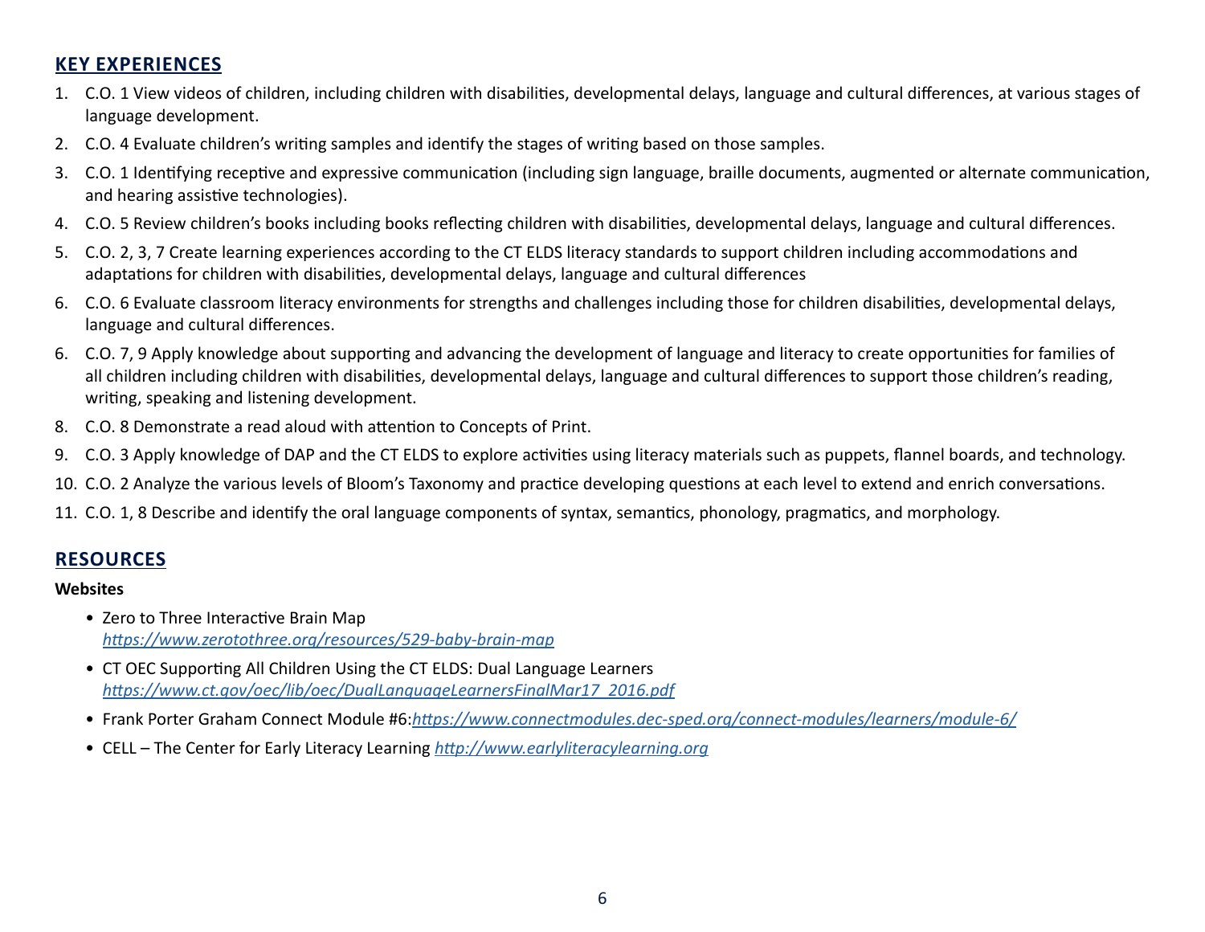## KEY EXPERIENCES

1. C.O. 1 View videos of children, including children with disabilities, developmental delays, language and cultural differences, at various stages of language development.
2. C.O. 4 Evaluate children's writing samples and identify the stages of writing based on those samples.
3. C.O. 1 Identifying receptive and expressive communication (including sign language, braille documents, augmented or alternate communication, and hearing assistive technologies).
4. C.O. 5 Review children's books including books reflecting children with disabilities, developmental delays, language and cultural differences.
5. C.O. 2, 3, 7 Create learning experiences according to the CT ELDS literacy standards to support children including accommodations and adaptations for children with disabilities, developmental delays, language and cultural differences
6. C.O. 6 Evaluate classroom literacy environments for strengths and challenges including those for children disabilities, developmental delays, language and cultural differences.
6. C.O. 7, 9 Apply knowledge about supporting and advancing the development of language and literacy to create opportunities for families of all children including children with disabilities, developmental delays, language and cultural differences to support those children's reading, writing, speaking and listening development.
8. C.O. 8 Demonstrate a read aloud with attention to Concepts of Print.
9. C.O. 3 Apply knowledge of DAP and the CT ELDS to explore activities using literacy materials such as puppets, flannel boards, and technology.
10. C.O. 2 Analyze the various levels of Bloom's Taxonomy and practice developing questions at each level to extend and enrich conversations.
11. C.O. 1, 8 Describe and identify the oral language components of syntax, semantics, phonology, pragmatics, and morphology.

## RESOURCES

**Websites**

- Zero to Three Interactive Brain Map
  *https://www.zerotothree.org/resources/529-baby-brain-map*
- CT OEC Supporting All Children Using the CT ELDS: Dual Language Learners
  *https://www.ct.gov/oec/lib/oec/DualLanguageLearnersFinalMar17_2016.pdf*
- Frank Porter Graham Connect Module #6:*https://www.connectmodules.dec-sped.org/connect-modules/learners/module-6/*
- CELL – The Center for Early Literacy Learning *http://www.earlyliteracylearning.org*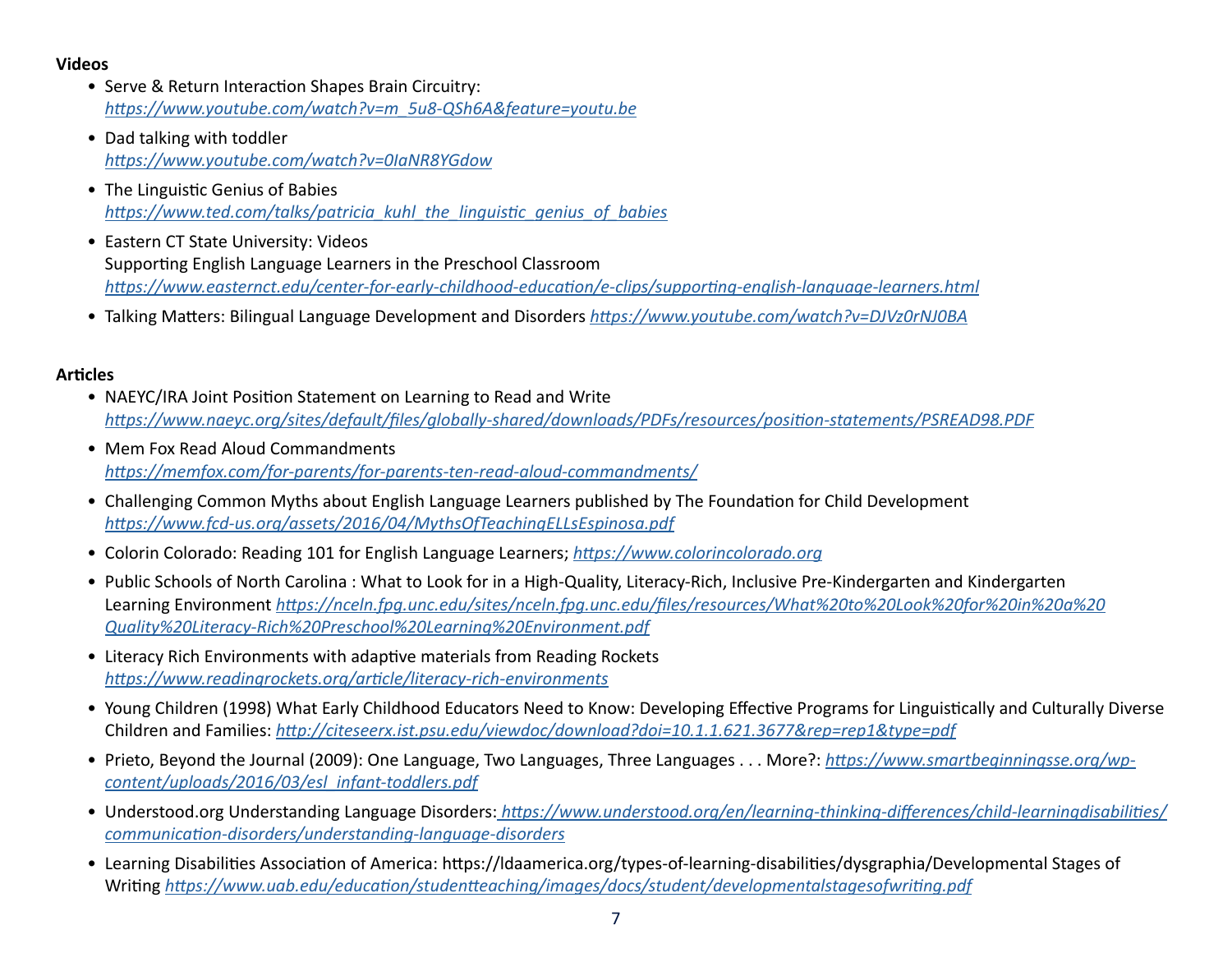**Videos**

- Serve & Return Interaction Shapes Brain Circuitry:
  https://www.youtube.com/watch?v=m_5u8-QSh6A&feature=youtu.be
- Dad talking with toddler
  https://www.youtube.com/watch?v=0IaNR8YGdow
- The Linguistic Genius of Babies
  https://www.ted.com/talks/patricia_kuhl_the_linguistic_genius_of_babies
- Eastern CT State University: Videos
  Supporting English Language Learners in the Preschool Classroom
  https://www.easternct.edu/center-for-early-childhood-education/e-clips/supporting-english-language-learners.html
- Talking Matters: Bilingual Language Development and Disorders https://www.youtube.com/watch?v=DJVz0rNJ0BA

**Articles**

- NAEYC/IRA Joint Position Statement on Learning to Read and Write
  https://www.naeyc.org/sites/default/files/globally-shared/downloads/PDFs/resources/position-statements/PSREAD98.PDF
- Mem Fox Read Aloud Commandments
  https://memfox.com/for-parents/for-parents-ten-read-aloud-commandments/
- Challenging Common Myths about English Language Learners published by The Foundation for Child Development
  https://www.fcd-us.org/assets/2016/04/MythsOfTeachingELLsEspinosa.pdf
- Colorin Colorado: Reading 101 for English Language Learners; https://www.colorincolorado.org
- Public Schools of North Carolina : What to Look for in a High-Quality, Literacy-Rich, Inclusive Pre-Kindergarten and Kindergarten Learning Environment https://nceln.fpg.unc.edu/sites/nceln.fpg.unc.edu/files/resources/What%20to%20Look%20for%20in%20a%20Quality%20Literacy-Rich%20Preschool%20Learning%20Environment.pdf
- Literacy Rich Environments with adaptive materials from Reading Rockets
  https://www.readingrockets.org/article/literacy-rich-environments
- Young Children (1998) What Early Childhood Educators Need to Know: Developing Effective Programs for Linguistically and Culturally Diverse Children and Families: http://citeseerx.ist.psu.edu/viewdoc/download?doi=10.1.1.621.3677&rep=rep1&type=pdf
- Prieto, Beyond the Journal (2009): One Language, Two Languages, Three Languages . . . More?: https://www.smartbeginningsse.org/wp-content/uploads/2016/03/esl_infant-toddlers.pdf
- Understood.org Understanding Language Disorders: https://www.understood.org/en/learning-thinking-differences/child-learningdisabilities/communication-disorders/understanding-language-disorders
- Learning Disabilities Association of America: https://ldaamerica.org/types-of-learning-disabilities/dysgraphia/Developmental Stages of Writing https://www.uab.edu/education/studentteaching/images/docs/student/developmentalstagesofwriting.pdf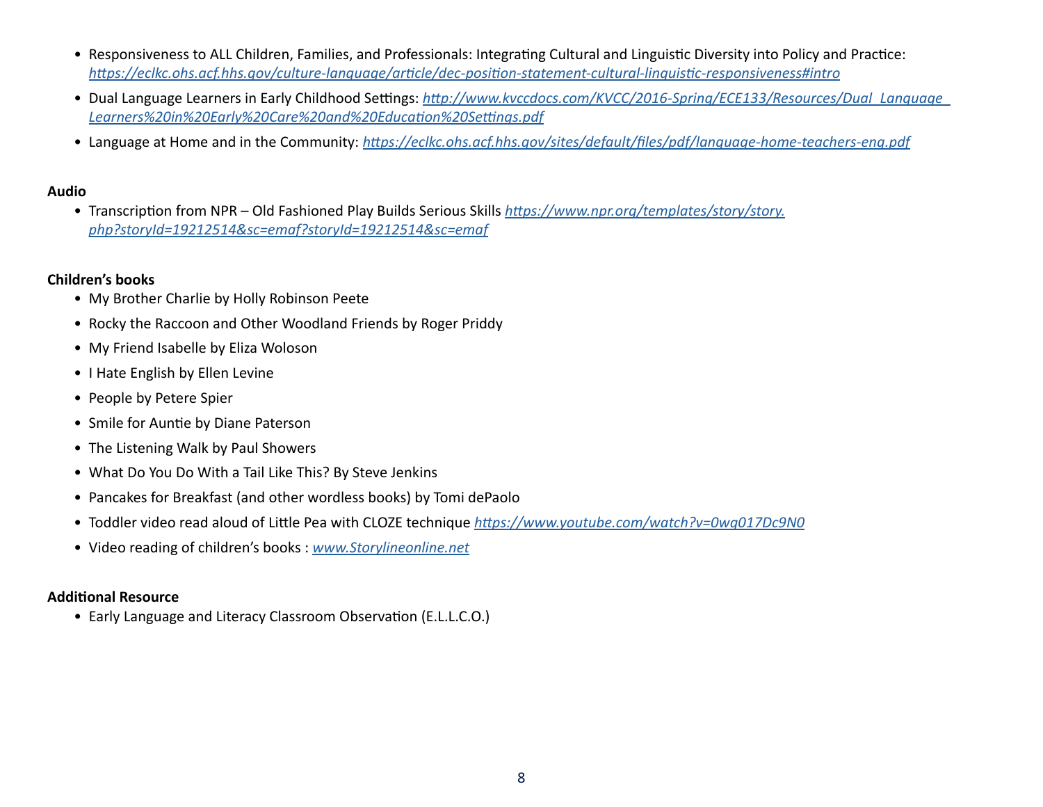- Responsiveness to ALL Children, Families, and Professionals: Integrating Cultural and Linguistic Diversity into Policy and Practice: *https://eclkc.ohs.acf.hhs.gov/culture-language/article/dec-position-statement-cultural-linguistic-responsiveness#intro*
- Dual Language Learners in Early Childhood Settings: *http://www.kvccdocs.com/KVCC/2016-Spring/ECE133/Resources/Dual_Language_Learners%20in%20Early%20Care%20and%20Education%20Settings.pdf*
- Language at Home and in the Community: *https://eclkc.ohs.acf.hhs.gov/sites/default/files/pdf/language-home-teachers-eng.pdf*

**Audio**

- Transcription from NPR – Old Fashioned Play Builds Serious Skills *https://www.npr.org/templates/story/story.php?storyId=19212514&sc=emaf?storyId=19212514&sc=emaf*

**Children's books**

- My Brother Charlie by Holly Robinson Peete
- Rocky the Raccoon and Other Woodland Friends by Roger Priddy
- My Friend Isabelle by Eliza Woloson
- I Hate English by Ellen Levine
- People by Petere Spier
- Smile for Auntie by Diane Paterson
- The Listening Walk by Paul Showers
- What Do You Do With a Tail Like This? By Steve Jenkins
- Pancakes for Breakfast (and other wordless books) by Tomi dePaolo
- Toddler video read aloud of Little Pea with CLOZE technique *https://www.youtube.com/watch?v=0wq017Dc9N0*
- Video reading of children's books : *www.Storylineonline.net*

**Additional Resource**

- Early Language and Literacy Classroom Observation (E.L.L.C.O.)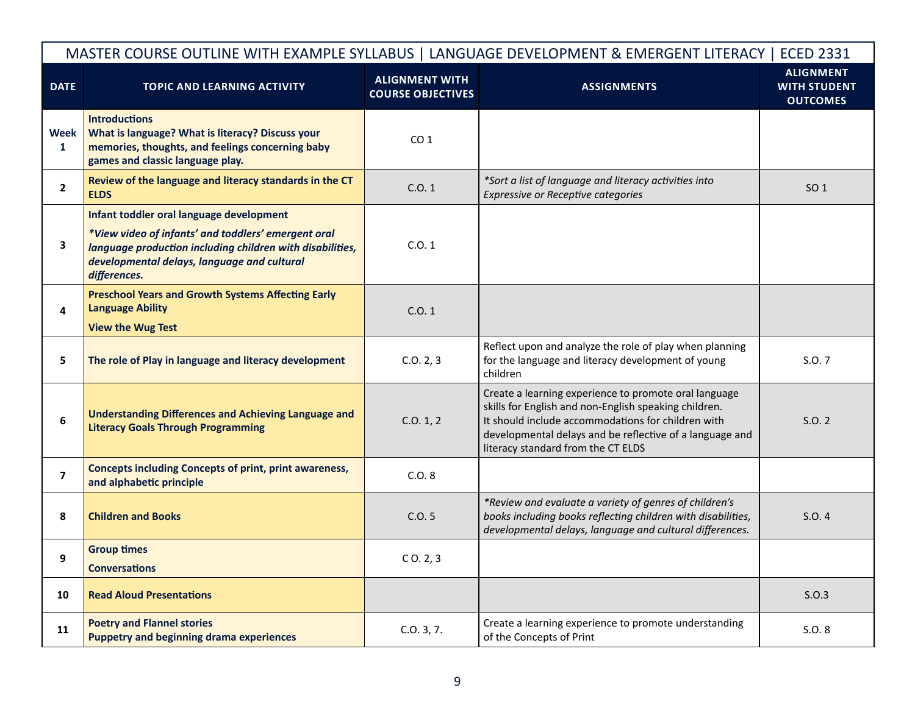| MASTER COURSE OUTLINE WITH EXAMPLE SYLLABUS \| LANGUAGE DEVELOPMENT & EMERGENT LITERACY \| ECED 2331 | | | | |
|---|---|---|---|---|
| **DATE** | **TOPIC AND LEARNING ACTIVITY** | **ALIGNMENT WITH COURSE OBJECTIVES** | **ASSIGNMENTS** | **ALIGNMENT WITH STUDENT OUTCOMES** |
| **Week 1** | **Introductions**<br>**What is language? What is literacy? Discuss your memories, thoughts, and feelings concerning baby games and classic language play.** | CO 1 | | |
| **2** | **Review of the language and literacy standards in the CT ELDS** | C.O. 1 | *\*Sort a list of language and literacy activities into Expressive or Receptive categories* | SO 1 |
| **3** | **Infant toddler oral language development**<br>***\*View video of infants' and toddlers' emergent oral language production including children with disabilities, developmental delays, language and cultural differences.*** | C.O. 1 | | |
| **4** | **Preschool Years and Growth Systems Affecting Early Language Ability**<br>**View the Wug Test** | C.O. 1 | | |
| **5** | **The role of Play in language and literacy development** | C.O. 2, 3 | Reflect upon and analyze the role of play when planning for the language and literacy development of young children | S.O. 7 |
| **6** | **Understanding Differences and Achieving Language and Literacy Goals Through Programming** | C.O. 1, 2 | Create a learning experience to promote oral language skills for English and non-English speaking children.<br>It should include accommodations for children with developmental delays and be reflective of a language and literacy standard from the CT ELDS | S.O. 2 |
| **7** | **Concepts including Concepts of print, print awareness, and alphabetic principle** | C.O. 8 | | |
| **8** | **Children and Books** | C.O. 5 | *\*Review and evaluate a variety of genres of children's books including books reflecting children with disabilities, developmental delays, language and cultural differences.* | S.O. 4 |
| **9** | **Group times**<br>**Conversations** | C O. 2, 3 | | |
| **10** | **Read Aloud Presentations** | | | S.O.3 |
| **11** | **Poetry and Flannel stories**<br>**Puppetry and beginning drama experiences** | C.O. 3, 7. | Create a learning experience to promote understanding of the Concepts of Print | S.O. 8 |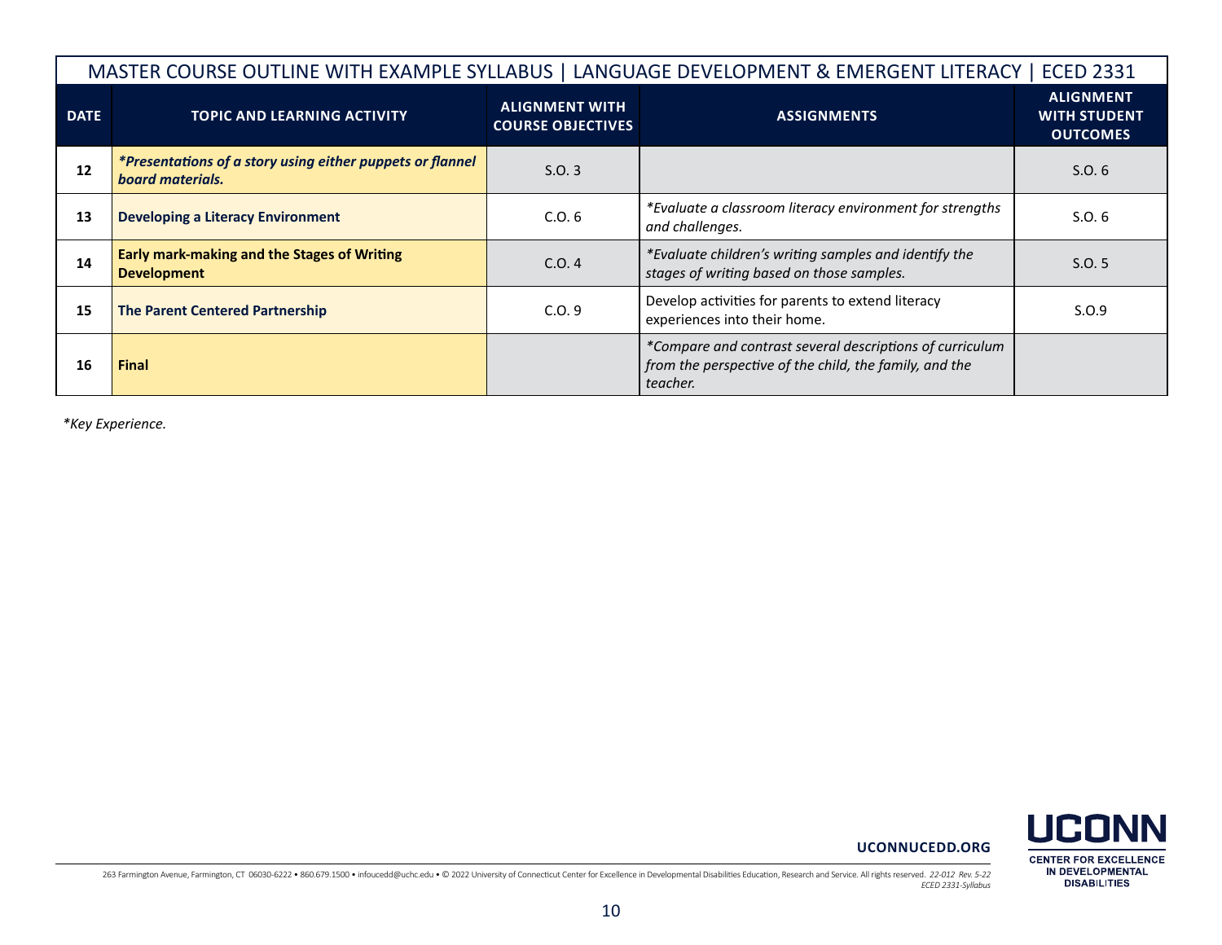| MASTER COURSE OUTLINE WITH EXAMPLE SYLLABUS \| LANGUAGE DEVELOPMENT & EMERGENT LITERACY \| ECED 2331 | | | | |
|---|---|---|---|---|
| **DATE** | **TOPIC AND LEARNING ACTIVITY** | **ALIGNMENT WITH COURSE OBJECTIVES** | **ASSIGNMENTS** | **ALIGNMENT WITH STUDENT OUTCOMES** |
| **12** | ***Presentations of a story using either puppets or flannel board materials.** | S.O. 3 | | S.O. 6 |
| **13** | **Developing a Literacy Environment** | C.O. 6 | **Evaluate a classroom literacy environment for strengths and challenges.* | S.O. 6 |
| **14** | **Early mark-making and the Stages of Writing Development** | C.O. 4 | **Evaluate children's writing samples and identify the stages of writing based on those samples.* | S.O. 5 |
| **15** | **The Parent Centered Partnership** | C.O. 9 | Develop activities for parents to extend literacy experiences into their home. | S.O.9 |
| **16** | **Final** | | **Compare and contrast several descriptions of curriculum from the perspective of the child, the family, and the teacher.* | |

**Key Experience.*

**UCONNUCEDD.ORG**

UCONN CENTER FOR EXCELLENCE IN DEVELOPMENTAL DISABILITIES

263 Farmington Avenue, Farmington, CT 06030-6222 • 860.679.1500 • infoucedd@uchc.edu • © 2022 University of Connecticut Center for Excellence in Developmental Disabilities Education, Research and Service. All rights reserved. *22-012 Rev. 5-22 ECED 2331-Syllabus*